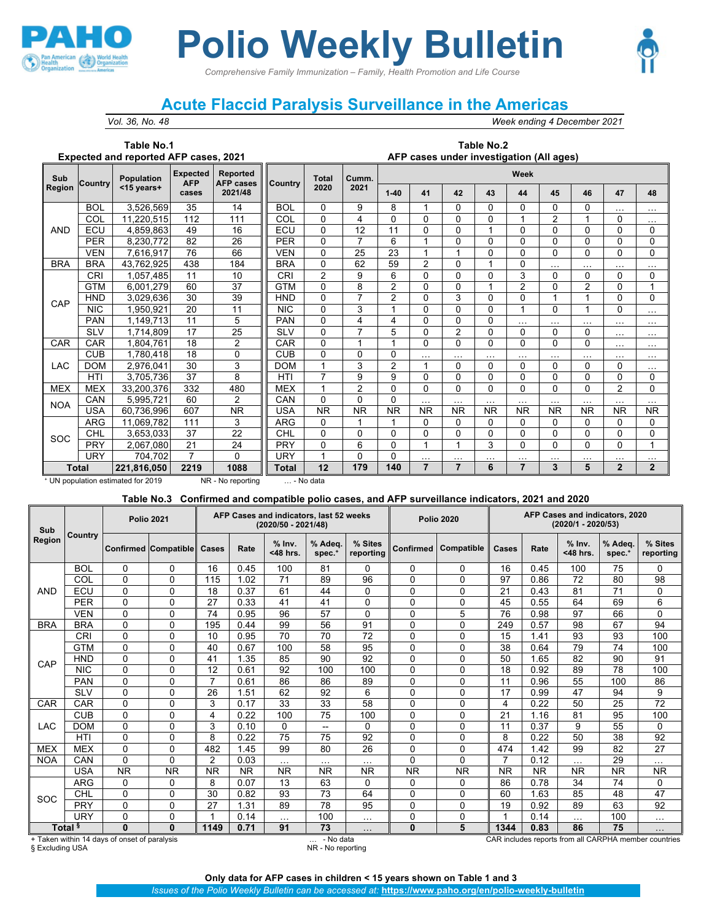# Polio Weekly Bulletin

*Comprehensive Family Immunization – Family, Health Promotion and Life Course*

## Acute Flaccid Paralysis Surveillance in the Americas

*Vol. 36, No. 48* — *Week ending 4 December 2021*

### Table No.1 Expected and reported AFP cases, 2021

| Sub Region | Country | Population <15 years+ | Expected AFP cases | Reported AFP cases 2021/48 |
|---|---|---|---|---|
| AND | BOL | 3,526,569 | 35 | 14 |
| | COL | 11,220,515 | 112 | 111 |
| | ECU | 4,859,863 | 49 | 16 |
| | PER | 8,230,772 | 82 | 26 |
| | VEN | 7,616,917 | 76 | 66 |
| BRA | BRA | 43,762,925 | 438 | 184 |
| CAP | CRI | 1,057,485 | 11 | 10 |
| | GTM | 6,001,279 | 60 | 37 |
| | HND | 3,029,636 | 30 | 39 |
| | NIC | 1,950,921 | 20 | 11 |
| | PAN | 1,149,713 | 11 | 5 |
| | SLV | 1,714,809 | 17 | 25 |
| CAR | CAR | 1,804,761 | 18 | 2 |
| LAC | CUB | 1,780,418 | 18 | 0 |
| | DOM | 2,976,041 | 30 | 3 |
| | HTI | 3,705,736 | 37 | 8 |
| MEX | MEX | 33,200,376 | 332 | 480 |
| NOA | CAN | 5,995,721 | 60 | 2 |
| | USA | 60,736,996 | 607 | NR |
| SOC | ARG | 11,069,782 | 111 | 3 |
| | CHL | 3,653,033 | 37 | 22 |
| | PRY | 2,067,080 | 21 | 24 |
| | URY | 704,702 | 7 | 0 |
| **Total** | | **221,816,050** | **2219** | **1088** |

+ UN population estimated for 2019 NR - No reporting … - No data

### Table No.2 AFP cases under investigation (All ages)

| Country | Total 2020 | Cumm. 2021 | Week 1-40 | 41 | 42 | 43 | 44 | 45 | 46 | 47 | 48 |
|---|---|---|---|---|---|---|---|---|---|---|---|
| BOL | 0 | 9 | 8 | 1 | 0 | 0 | 0 | 0 | 0 | … | … |
| COL | 0 | 4 | 0 | 0 | 0 | 0 | 1 | 2 | 1 | 0 | … |
| ECU | 0 | 12 | 11 | 0 | 0 | 1 | 0 | 0 | 0 | 0 | 0 |
| PER | 0 | 7 | 6 | 1 | 0 | 0 | 0 | 0 | 0 | 0 | 0 |
| VEN | 0 | 25 | 23 | 1 | 1 | 0 | 0 | 0 | 0 | 0 | 0 |
| BRA | 0 | 62 | 59 | 2 | 0 | 1 | 0 | … | … | … | … |
| CRI | 2 | 9 | 6 | 0 | 0 | 0 | 3 | 0 | 0 | 0 | 0 |
| GTM | 0 | 8 | 2 | 0 | 0 | 1 | 2 | 0 | 2 | 0 | 1 |
| HND | 0 | 7 | 2 | 0 | 3 | 0 | 0 | 1 | 1 | 0 | 0 |
| NIC | 0 | 3 | 1 | 0 | 0 | 0 | 1 | 0 | 1 | 0 | … |
| PAN | 0 | 4 | 4 | 0 | 0 | 0 | … | … | … | … | … |
| SLV | 0 | 7 | 5 | 0 | 2 | 0 | 0 | 0 | 0 | … | … |
| CAR | 0 | 1 | 1 | 0 | 0 | 0 | 0 | 0 | 0 | … | … |
| CUB | 0 | 0 | 0 | … | … | … | … | … | … | … | … |
| DOM | 1 | 3 | 2 | 1 | 0 | 0 | 0 | 0 | 0 | 0 | … |
| HTI | 7 | 9 | 9 | 0 | 0 | 0 | 0 | 0 | 0 | 0 | 0 |
| MEX | 1 | 2 | 0 | 0 | 0 | 0 | 0 | 0 | 0 | 2 | 0 |
| CAN | 0 | 0 | 0 | … | … | … | … | … | … | … | … |
| USA | NR | NR | NR | NR | NR | NR | NR | NR | NR | NR | NR |
| ARG | 0 | 1 | 1 | 0 | 0 | 0 | 0 | 0 | 0 | 0 | 0 |
| CHL | 0 | 0 | 0 | 0 | 0 | 0 | 0 | 0 | 0 | 0 | 0 |
| PRY | 0 | 6 | 0 | 1 | 1 | 3 | 0 | 0 | 0 | 0 | 1 |
| URY | 1 | 0 | 0 | … | … | … | … | … | … | … | … |
| **Total** | **12** | **179** | **140** | **7** | **7** | **6** | **7** | **3** | **5** | **2** | **2** |

### Table No.3 Confirmed and compatible polio cases, and AFP surveillance indicators, 2021 and 2020

| Sub Region | Country | Polio 2021 Confirmed | Polio 2021 Compatible | AFP Cases and indicators, last 52 weeks (2020/50 - 2021/48) Cases | Rate | % Inv. <48 hrs. | % Adeq. spec.+ | % Sites reporting | Polio 2020 Confirmed | Polio 2020 Compatible | AFP Cases and indicators, 2020 (2020/1 - 2020/53) Cases | Rate | % Inv. <48 hrs. | % Adeq. spec.+ | % Sites reporting |
|---|---|---|---|---|---|---|---|---|---|---|---|---|---|---|---|
| AND | BOL | 0 | 0 | 16 | 0.45 | 100 | 81 | 0 | 0 | 0 | 16 | 0.45 | 100 | 75 | 0 |
| | COL | 0 | 0 | 115 | 1.02 | 71 | 89 | 96 | 0 | 0 | 97 | 0.86 | 72 | 80 | 98 |
| | ECU | 0 | 0 | 18 | 0.37 | 61 | 44 | 0 | 0 | 0 | 21 | 0.43 | 81 | 71 | 0 |
| | PER | 0 | 0 | 27 | 0.33 | 41 | 41 | 0 | 0 | 0 | 45 | 0.55 | 64 | 69 | 6 |
| | VEN | 0 | 0 | 74 | 0.95 | 96 | 57 | 0 | 0 | 5 | 76 | 0.98 | 97 | 66 | 0 |
| BRA | BRA | 0 | 0 | 195 | 0.44 | 99 | 56 | 91 | 0 | 0 | 249 | 0.57 | 98 | 67 | 94 |
| CAP | CRI | 0 | 0 | 10 | 0.95 | 70 | 70 | 72 | 0 | 0 | 15 | 1.41 | 93 | 93 | 100 |
| | GTM | 0 | 0 | 40 | 0.67 | 100 | 58 | 95 | 0 | 0 | 38 | 0.64 | 79 | 74 | 100 |
| | HND | 0 | 0 | 41 | 1.35 | 85 | 90 | 92 | 0 | 0 | 50 | 1.65 | 82 | 90 | 91 |
| | NIC | 0 | 0 | 12 | 0.61 | 92 | 100 | 100 | 0 | 0 | 18 | 0.92 | 89 | 78 | 100 |
| | PAN | 0 | 0 | 7 | 0.61 | 86 | 86 | 89 | 0 | 0 | 11 | 0.96 | 55 | 100 | 86 |
| | SLV | 0 | 0 | 26 | 1.51 | 62 | 92 | 6 | 0 | 0 | 17 | 0.99 | 47 | 94 | 9 |
| CAR | CAR | 0 | 0 | 3 | 0.17 | 33 | 33 | 58 | 0 | 0 | 4 | 0.22 | 50 | 25 | 72 |
| LAC | CUB | 0 | 0 | 4 | 0.22 | 100 | 75 | 100 | 0 | 0 | 21 | 1.16 | 81 | 95 | 100 |
| | DOM | 0 | 0 | 3 | 0.10 | 0 | -- | 0 | 0 | 0 | 11 | 0.37 | 9 | 55 | 0 |
| | HTI | 0 | 0 | 8 | 0.22 | 75 | 75 | 92 | 0 | 0 | 8 | 0.22 | 50 | 38 | 92 |
| MEX | MEX | 0 | 0 | 482 | 1.45 | 99 | 80 | 26 | 0 | 0 | 474 | 1.42 | 99 | 82 | 27 |
| NOA | CAN | 0 | 0 | 2 | 0.03 | … | … | … | 0 | 0 | 7 | 0.12 | … | 29 | … |
| | USA | NR | NR | NR | NR | NR | NR | NR | NR | NR | NR | NR | NR | NR | NR |
| SOC | ARG | 0 | 0 | 8 | 0.07 | 13 | 63 | 0 | 0 | 0 | 86 | 0.78 | 34 | 74 | 0 |
| | CHL | 0 | 0 | 30 | 0.82 | 93 | 73 | 64 | 0 | 0 | 60 | 1.63 | 85 | 48 | 47 |
| | PRY | 0 | 0 | 27 | 1.31 | 89 | 78 | 95 | 0 | 0 | 19 | 0.92 | 89 | 63 | 92 |
| | URY | 0 | 0 | 1 | 0.14 | … | 100 | … | 0 | 0 | 1 | 0.14 | … | 100 | … |
| **Total §** | | **0** | **0** | **1149** | **0.71** | **91** | **73** | **…** | **0** | **5** | **1344** | **0.83** | **86** | **75** | **…** |

+ Taken within 14 days of onset of paralysis
§ Excluding USA
… - No data
NR - No reporting
CAR includes reports from all CARPHA member countries

**Only data for AFP cases in children < 15 years shown on Table 1 and 3**

*Issues of the Polio Weekly Bulletin can be accessed at:* **https://www.paho.org/en/polio-weekly-bulletin**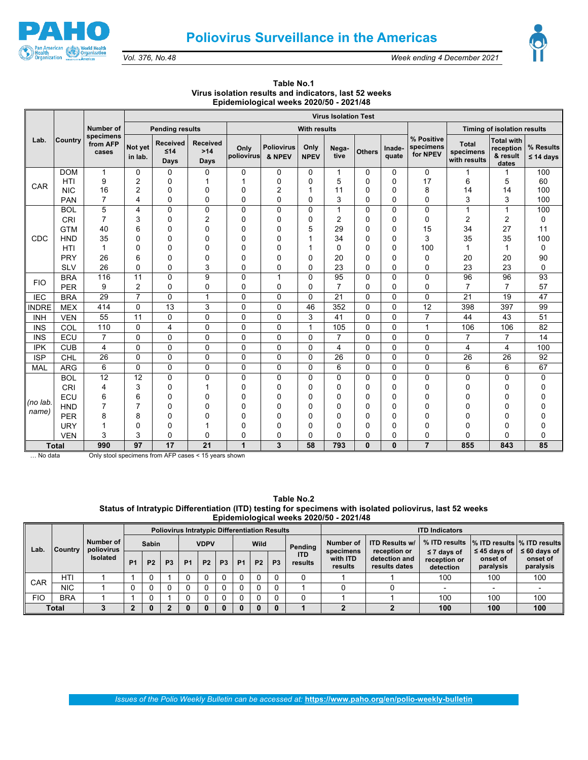# Poliovirus Surveillance in the Americas

*Vol. 376, No.48* *Week ending 4 December 2021*

**Table No.1**
**Virus isolation results and indicators, last 52 weeks**
**Epidemiological weeks 2020/50 - 2021/48**

| Lab. | Country | Number of specimens from AFP cases | Virus Isolation Test | | | | | | | | | | | | |
|---|---|---|---|---|---|---|---|---|---|---|---|---|---|---|---|
| | | | Pending results | | | With results | | | | | | % Positive specimens for NPEV | Timing of isolation results | | |
| | | | Not yet in lab. | Received ≤14 Days | Received >14 Days | Only poliovirus | Poliovirus & NPEV | Only NPEV | Nega-tive | Others | Inade-quate | | Total specimens with results | Total with reception & result dates | % Results ≤ 14 days |
| CAR | DOM | 1 | 0 | 0 | 0 | 0 | 0 | 0 | 1 | 0 | 0 | 0 | 1 | 1 | 100 |
| | HTI | 9 | 2 | 0 | 1 | 1 | 0 | 0 | 5 | 0 | 0 | 17 | 6 | 5 | 60 |
| | NIC | 16 | 2 | 0 | 0 | 0 | 2 | 1 | 11 | 0 | 0 | 8 | 14 | 14 | 100 |
| | PAN | 7 | 4 | 0 | 0 | 0 | 0 | 0 | 3 | 0 | 0 | 0 | 3 | 3 | 100 |
| CDC | BOL | 5 | 4 | 0 | 0 | 0 | 0 | 0 | 1 | 0 | 0 | 0 | 1 | 1 | 100 |
| | CRI | 7 | 3 | 0 | 2 | 0 | 0 | 0 | 2 | 0 | 0 | 0 | 2 | 2 | 0 |
| | GTM | 40 | 6 | 0 | 0 | 0 | 0 | 5 | 29 | 0 | 0 | 15 | 34 | 27 | 11 |
| | HND | 35 | 0 | 0 | 0 | 0 | 0 | 1 | 34 | 0 | 0 | 3 | 35 | 35 | 100 |
| | HTI | 1 | 0 | 0 | 0 | 0 | 0 | 1 | 0 | 0 | 0 | 100 | 1 | 1 | 0 |
| | PRY | 26 | 6 | 0 | 0 | 0 | 0 | 0 | 20 | 0 | 0 | 0 | 20 | 20 | 90 |
| | SLV | 26 | 0 | 0 | 3 | 0 | 0 | 0 | 23 | 0 | 0 | 0 | 23 | 23 | 0 |
| FIO | BRA | 116 | 11 | 0 | 9 | 0 | 1 | 0 | 95 | 0 | 0 | 0 | 96 | 96 | 93 |
| | PER | 9 | 2 | 0 | 0 | 0 | 0 | 0 | 7 | 0 | 0 | 0 | 7 | 7 | 57 |
| IEC | BRA | 29 | 7 | 0 | 1 | 0 | 0 | 0 | 21 | 0 | 0 | 0 | 21 | 19 | 47 |
| INDRE | MEX | 414 | 0 | 13 | 3 | 0 | 0 | 46 | 352 | 0 | 0 | 12 | 398 | 397 | 99 |
| INH | VEN | 55 | 11 | 0 | 0 | 0 | 0 | 3 | 41 | 0 | 0 | 7 | 44 | 43 | 51 |
| INS | COL | 110 | 0 | 4 | 0 | 0 | 0 | 1 | 105 | 0 | 0 | 1 | 106 | 106 | 82 |
| INS | ECU | 7 | 0 | 0 | 0 | 0 | 0 | 0 | 7 | 0 | 0 | 0 | 7 | 7 | 14 |
| IPK | CUB | 4 | 0 | 0 | 0 | 0 | 0 | 0 | 4 | 0 | 0 | 0 | 4 | 4 | 100 |
| ISP | CHL | 26 | 0 | 0 | 0 | 0 | 0 | 0 | 26 | 0 | 0 | 0 | 26 | 26 | 92 |
| MAL | ARG | 6 | 0 | 0 | 0 | 0 | 0 | 0 | 6 | 0 | 0 | 0 | 6 | 6 | 67 |
| (no lab. name) | BOL | 12 | 12 | 0 | 0 | 0 | 0 | 0 | 0 | 0 | 0 | 0 | 0 | 0 | 0 |
| | CRI | 4 | 3 | 0 | 1 | 0 | 0 | 0 | 0 | 0 | 0 | 0 | 0 | 0 | 0 |
| | ECU | 6 | 6 | 0 | 0 | 0 | 0 | 0 | 0 | 0 | 0 | 0 | 0 | 0 | 0 |
| | HND | 7 | 7 | 0 | 0 | 0 | 0 | 0 | 0 | 0 | 0 | 0 | 0 | 0 | 0 |
| | PER | 8 | 8 | 0 | 0 | 0 | 0 | 0 | 0 | 0 | 0 | 0 | 0 | 0 | 0 |
| | URY | 1 | 0 | 0 | 1 | 0 | 0 | 0 | 0 | 0 | 0 | 0 | 0 | 0 | 0 |
| | VEN | 3 | 3 | 0 | 0 | 0 | 0 | 0 | 0 | 0 | 0 | 0 | 0 | 0 | 0 |
| **Total** | | **990** | **97** | **17** | **21** | **1** | **3** | **58** | **793** | **0** | **0** | **7** | **855** | **843** | **85** |

… No data Only stool specimens from AFP cases < 15 years shown

**Table No.2**
**Status of Intratypic Differentiation (ITD) testing for specimens with isolated poliovirus, last 52 weeks**
**Epidemiological weeks 2020/50 - 2021/48**

| Lab. | Country | Number of poliovirus Isolated | Poliovirus Intratypic Differentiation Results | | | | | | | | | | ITD Indicators | | | | |
|---|---|---|---|---|---|---|---|---|---|---|---|---|---|---|---|---|---|
| | | | Sabin | | | VDPV | | | Wild | | | Pending ITD results | Number of specimens with ITD results | ITD Results w/ reception or detection and results dates | % ITD results ≤ 7 days of reception or detection | % ITD results ≤ 45 days of onset of paralysis | % ITD results ≤ 60 days of onset of paralysis |
| | | | P1 | P2 | P3 | P1 | P2 | P3 | P1 | P2 | P3 | | | | | | |
| CAR | HTI | 1 | 1 | 0 | 1 | 0 | 0 | 0 | 0 | 0 | 0 | 0 | 1 | 1 | 100 | 100 | 100 |
| | NIC | 1 | 0 | 0 | 0 | 0 | 0 | 0 | 0 | 0 | 0 | 1 | 0 | 0 | - | - | - |
| FIO | BRA | 1 | 1 | 0 | 1 | 0 | 0 | 0 | 0 | 0 | 0 | 0 | 1 | 1 | 100 | 100 | 100 |
| **Total** | | **3** | **2** | **0** | **2** | **0** | **0** | **0** | **0** | **0** | **0** | **1** | **2** | **2** | **100** | **100** | **100** |

*Issues of the Polio Weekly Bulletin can be accessed at:* **https://www.paho.org/en/polio-weekly-bulletin**